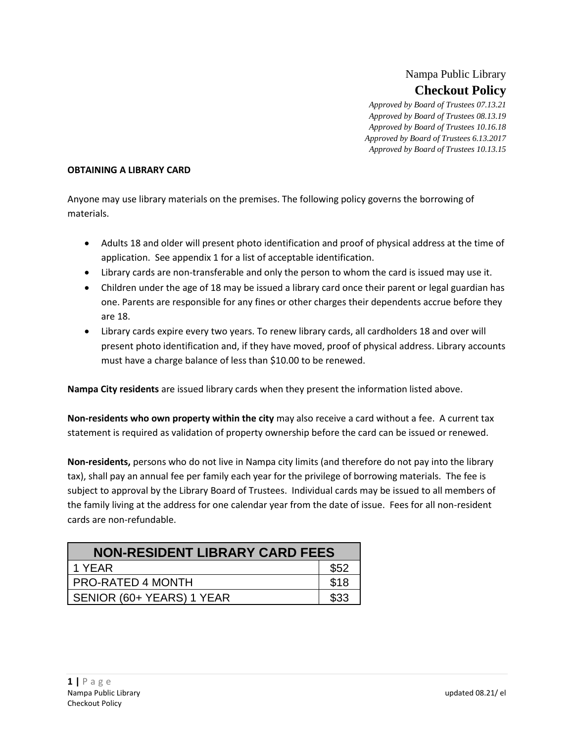Nampa Public Library

# Checkout Policy

*Approved by Board of Trustees 07.13.21*
*Approved by Board of Trustees 08.13.19*
*Approved by Board of Trustees 10.16.18*
*Approved by Board of Trustees 6.13.2017*
*Approved by Board of Trustees 10.13.15*

## OBTAINING A LIBRARY CARD

Anyone may use library materials on the premises. The following policy governs the borrowing of materials.

- Adults 18 and older will present photo identification and proof of physical address at the time of application. See appendix 1 for a list of acceptable identification.
- Library cards are non-transferable and only the person to whom the card is issued may use it.
- Children under the age of 18 may be issued a library card once their parent or legal guardian has one. Parents are responsible for any fines or other charges their dependents accrue before they are 18.
- Library cards expire every two years. To renew library cards, all cardholders 18 and over will present photo identification and, if they have moved, proof of physical address. Library accounts must have a charge balance of less than $10.00 to be renewed.

**Nampa City residents** are issued library cards when they present the information listed above.

**Non-residents who own property within the city** may also receive a card without a fee. A current tax statement is required as validation of property ownership before the card can be issued or renewed.

**Non-residents,** persons who do not live in Nampa city limits (and therefore do not pay into the library tax), shall pay an annual fee per family each year for the privilege of borrowing materials. The fee is subject to approval by the Library Board of Trustees. Individual cards may be issued to all members of the family living at the address for one calendar year from the date of issue. Fees for all non-resident cards are non-refundable.

| NON-RESIDENT LIBRARY CARD FEES | |
|---|---|
| 1 YEAR | $52 |
| PRO-RATED 4 MONTH | $18 |
| SENIOR (60+ YEARS) 1 YEAR | $33 |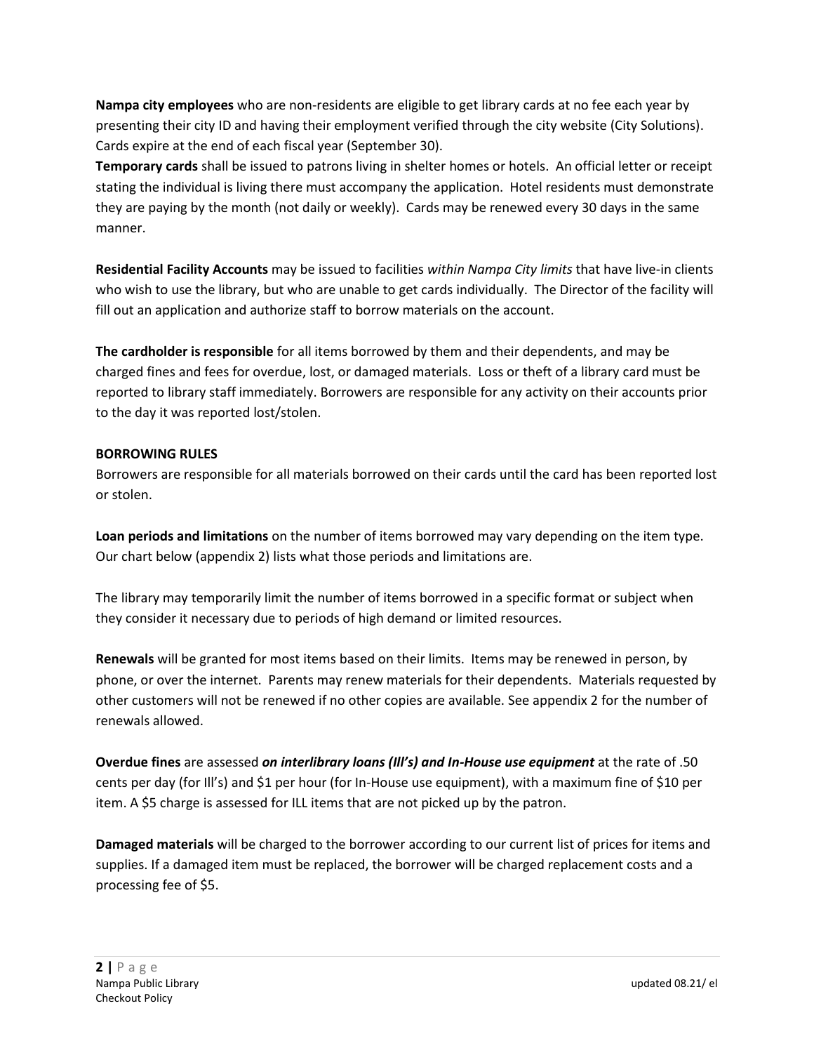**Nampa city employees** who are non-residents are eligible to get library cards at no fee each year by presenting their city ID and having their employment verified through the city website (City Solutions). Cards expire at the end of each fiscal year (September 30).

**Temporary cards** shall be issued to patrons living in shelter homes or hotels. An official letter or receipt stating the individual is living there must accompany the application. Hotel residents must demonstrate they are paying by the month (not daily or weekly). Cards may be renewed every 30 days in the same manner.

**Residential Facility Accounts** may be issued to facilities *within Nampa City limits* that have live-in clients who wish to use the library, but who are unable to get cards individually. The Director of the facility will fill out an application and authorize staff to borrow materials on the account.

**The cardholder is responsible** for all items borrowed by them and their dependents, and may be charged fines and fees for overdue, lost, or damaged materials. Loss or theft of a library card must be reported to library staff immediately. Borrowers are responsible for any activity on their accounts prior to the day it was reported lost/stolen.

**BORROWING RULES**

Borrowers are responsible for all materials borrowed on their cards until the card has been reported lost or stolen.

**Loan periods and limitations** on the number of items borrowed may vary depending on the item type. Our chart below (appendix 2) lists what those periods and limitations are.

The library may temporarily limit the number of items borrowed in a specific format or subject when they consider it necessary due to periods of high demand or limited resources.

**Renewals** will be granted for most items based on their limits. Items may be renewed in person, by phone, or over the internet. Parents may renew materials for their dependents. Materials requested by other customers will not be renewed if no other copies are available. See appendix 2 for the number of renewals allowed.

**Overdue fines** are assessed ***on interlibrary loans (Ill's) and In-House use equipment*** at the rate of .50 cents per day (for Ill's) and $1 per hour (for In-House use equipment), with a maximum fine of $10 per item. A $5 charge is assessed for ILL items that are not picked up by the patron.

**Damaged materials** will be charged to the borrower according to our current list of prices for items and supplies. If a damaged item must be replaced, the borrower will be charged replacement costs and a processing fee of $5.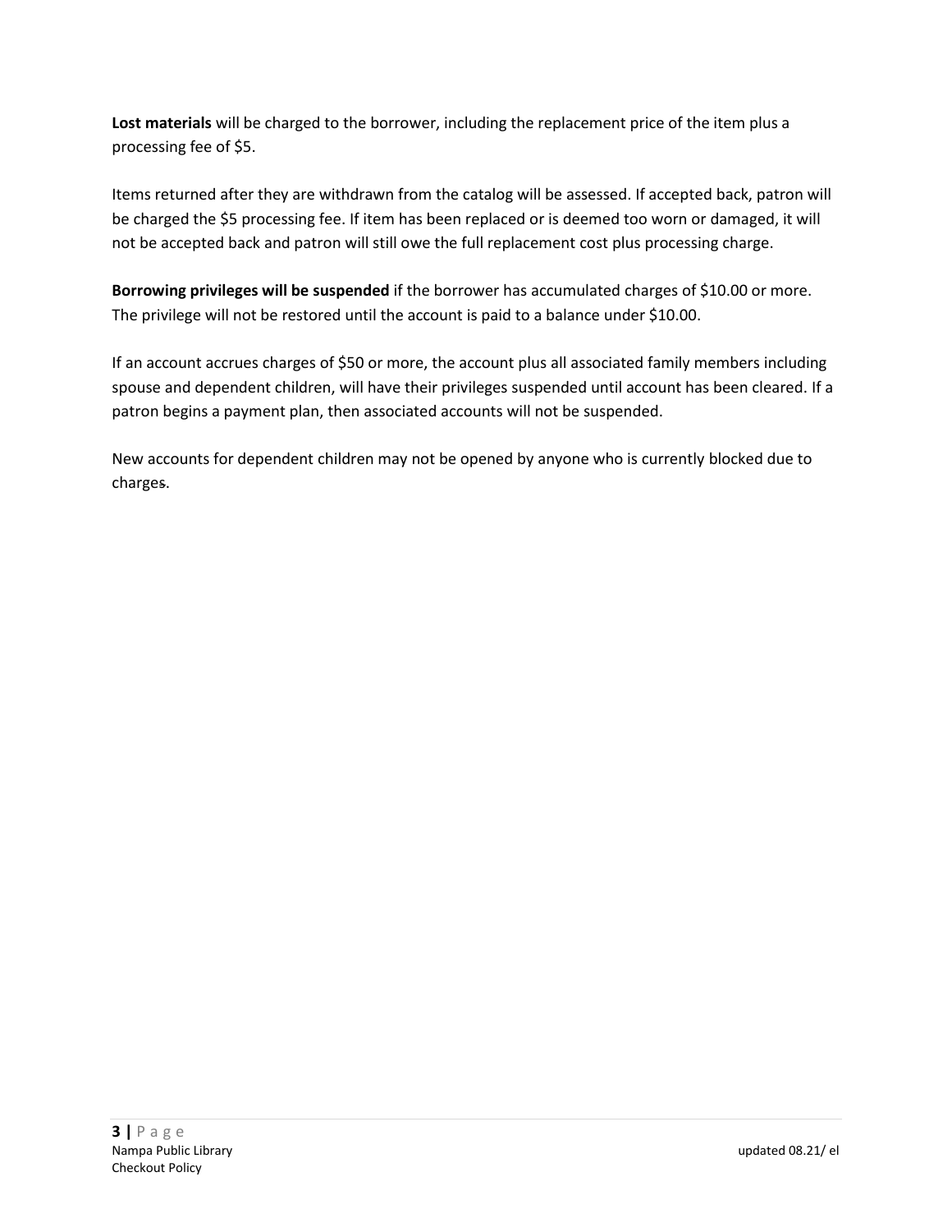**Lost materials** will be charged to the borrower, including the replacement price of the item plus a processing fee of $5.

Items returned after they are withdrawn from the catalog will be assessed. If accepted back, patron will be charged the $5 processing fee. If item has been replaced or is deemed too worn or damaged, it will not be accepted back and patron will still owe the full replacement cost plus processing charge.

**Borrowing privileges will be suspended** if the borrower has accumulated charges of $10.00 or more. The privilege will not be restored until the account is paid to a balance under $10.00.

If an account accrues charges of $50 or more, the account plus all associated family members including spouse and dependent children, will have their privileges suspended until account has been cleared. If a patron begins a payment plan, then associated accounts will not be suspended.

New accounts for dependent children may not be opened by anyone who is currently blocked due to charges.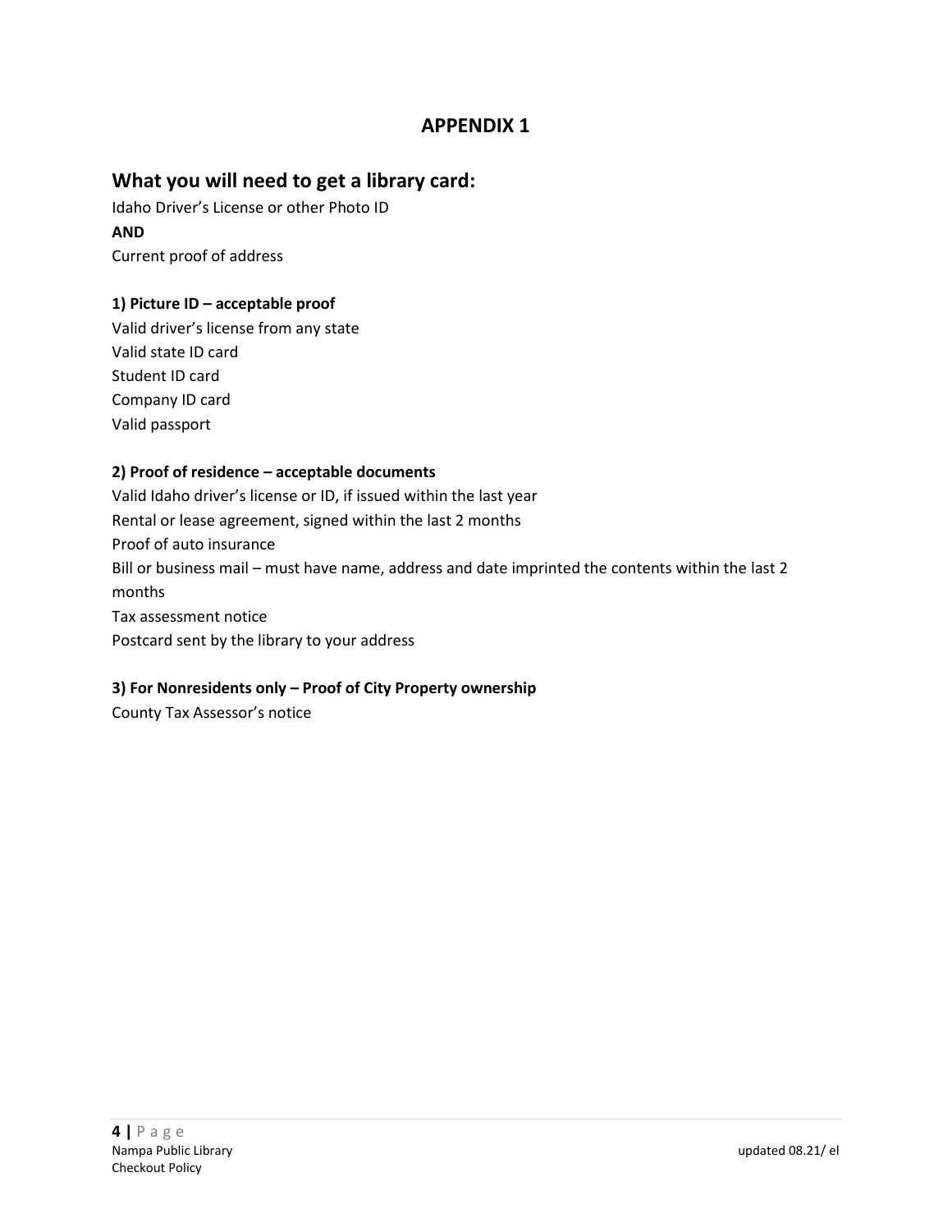# APPENDIX 1

## What you will need to get a library card:

Idaho Driver's License or other Photo ID

**AND**

Current proof of address

**1) Picture ID – acceptable proof**

Valid driver's license from any state
Valid state ID card
Student ID card
Company ID card
Valid passport

**2) Proof of residence – acceptable documents**

Valid Idaho driver's license or ID, if issued within the last year
Rental or lease agreement, signed within the last 2 months
Proof of auto insurance
Bill or business mail – must have name, address and date imprinted the contents within the last 2 months
Tax assessment notice
Postcard sent by the library to your address

**3) For Nonresidents only – Proof of City Property ownership**

County Tax Assessor's notice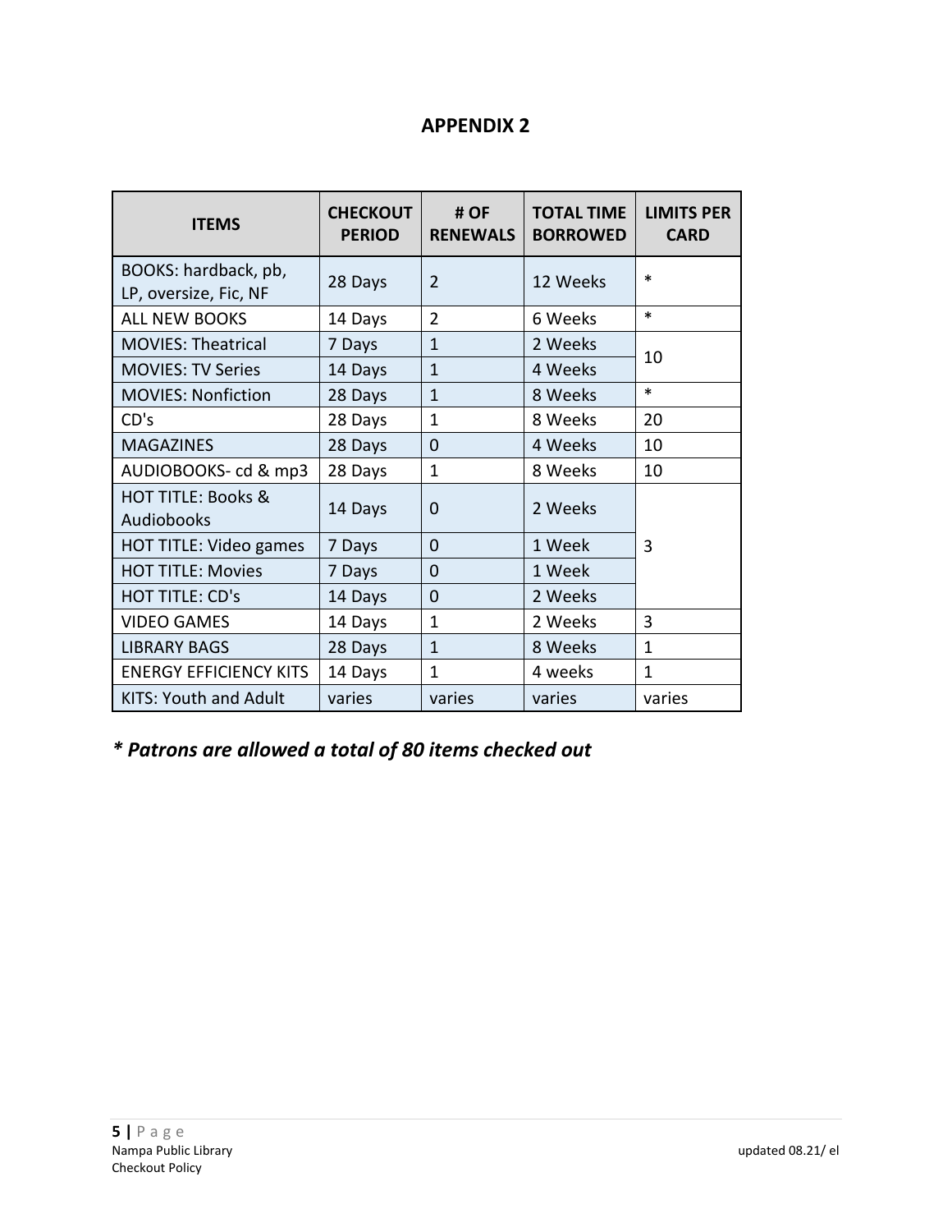# APPENDIX 2

| ITEMS | CHECKOUT PERIOD | # OF RENEWALS | TOTAL TIME BORROWED | LIMITS PER CARD |
|---|---|---|---|---|
| BOOKS: hardback, pb, LP, oversize, Fic, NF | 28 Days | 2 | 12 Weeks | * |
| ALL NEW BOOKS | 14 Days | 2 | 6 Weeks | * |
| MOVIES: Theatrical | 7 Days | 1 | 2 Weeks | 10 |
| MOVIES: TV Series | 14 Days | 1 | 4 Weeks | |
| MOVIES: Nonfiction | 28 Days | 1 | 8 Weeks | * |
| CD's | 28 Days | 1 | 8 Weeks | 20 |
| MAGAZINES | 28 Days | 0 | 4 Weeks | 10 |
| AUDIOBOOKS- cd & mp3 | 28 Days | 1 | 8 Weeks | 10 |
| HOT TITLE: Books & Audiobooks | 14 Days | 0 | 2 Weeks | 3 |
| HOT TITLE: Video games | 7 Days | 0 | 1 Week | |
| HOT TITLE: Movies | 7 Days | 0 | 1 Week | |
| HOT TITLE: CD's | 14 Days | 0 | 2 Weeks | |
| VIDEO GAMES | 14 Days | 1 | 2 Weeks | 3 |
| LIBRARY BAGS | 28 Days | 1 | 8 Weeks | 1 |
| ENERGY EFFICIENCY KITS | 14 Days | 1 | 4 weeks | 1 |
| KITS: Youth and Adult | varies | varies | varies | varies |

***\* Patrons are allowed a total of 80 items checked out***